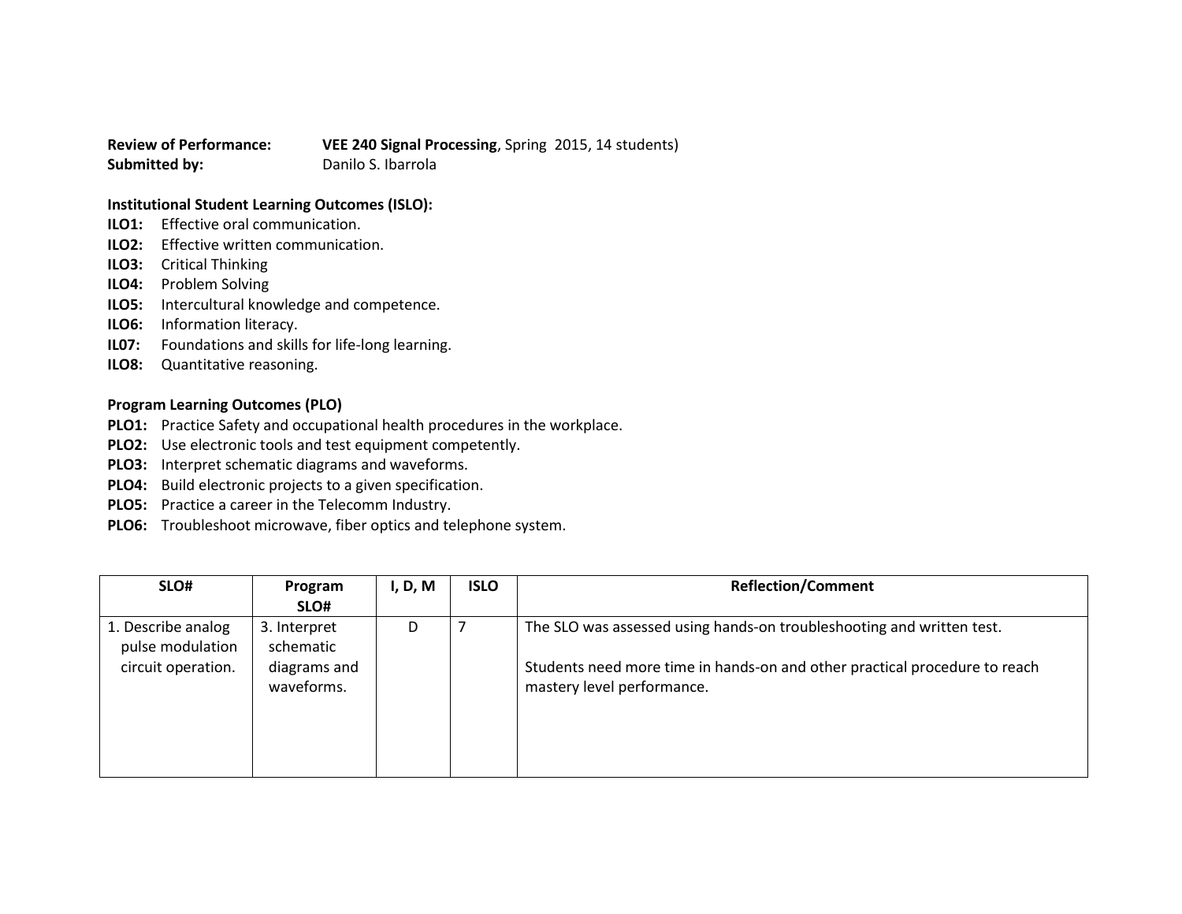**Review of Performance:** **VEE 240 Signal Processing**, Spring 2015, 14 students)
**Submitted by:** Danilo S. Ibarrola

**Institutional Student Learning Outcomes (ISLO):**

**ILO1:** Effective oral communication.
**ILO2:** Effective written communication.
**ILO3:** Critical Thinking
**ILO4:** Problem Solving
**ILO5:** Intercultural knowledge and competence.
**ILO6:** Information literacy.
**IL07:** Foundations and skills for life-long learning.
**ILO8:** Quantitative reasoning.

**Program Learning Outcomes (PLO)**

**PLO1:** Practice Safety and occupational health procedures in the workplace.
**PLO2:** Use electronic tools and test equipment competently.
**PLO3:** Interpret schematic diagrams and waveforms.
**PLO4:** Build electronic projects to a given specification.
**PLO5:** Practice a career in the Telecomm Industry.
**PLO6:** Troubleshoot microwave, fiber optics and telephone system.

| SLO# | Program SLO# | I, D, M | ISLO | Reflection/Comment |
|---|---|---|---|---|
| 1. Describe analog pulse modulation circuit operation. | 3. Interpret schematic diagrams and waveforms. | D | 7 | The SLO was assessed using hands-on troubleshooting and written test.<br><br>Students need more time in hands-on and other practical procedure to reach mastery level performance. |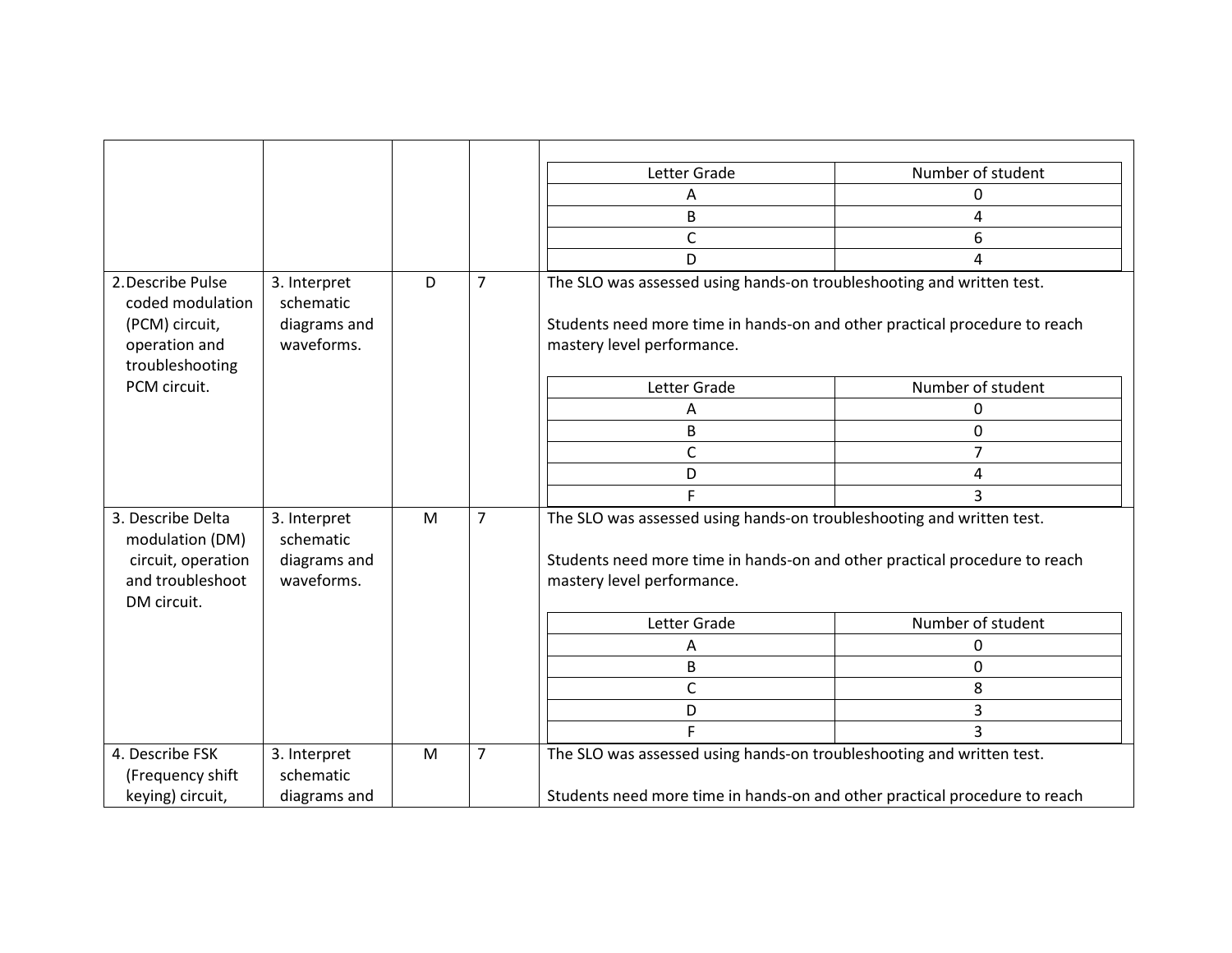| | | | | |
|---|---|---|---|---|
| | | | | Letter Grade \| Number of student: A: 0; B: 4; C: 6; D: 4 |
| 2. Describe Pulse coded modulation (PCM) circuit, operation and troubleshooting PCM circuit. | 3. Interpret schematic diagrams and waveforms. | D | 7 | The SLO was assessed using hands-on troubleshooting and written test.<br><br>Students need more time in hands-on and other practical procedure to reach mastery level performance.<br><br>Letter Grade \| Number of student: A: 0; B: 0; C: 7; D: 4; F: 3 |
| 3. Describe Delta modulation (DM) circuit, operation and troubleshoot DM circuit. | 3. Interpret schematic diagrams and waveforms. | M | 7 | The SLO was assessed using hands-on troubleshooting and written test.<br><br>Students need more time in hands-on and other practical procedure to reach mastery level performance.<br><br>Letter Grade \| Number of student: A: 0; B: 0; C: 8; D: 3; F: 3 |
| 4. Describe FSK (Frequency shift keying) circuit, | 3. Interpret schematic diagrams and | M | 7 | The SLO was assessed using hands-on troubleshooting and written test.<br><br>Students need more time in hands-on and other practical procedure to reach |

| Letter Grade | Number of student |
|---|---|
| A | 0 |
| B | 4 |
| C | 6 |
| D | 4 |

| Letter Grade | Number of student |
|---|---|
| A | 0 |
| B | 0 |
| C | 7 |
| D | 4 |
| F | 3 |

| Letter Grade | Number of student |
|---|---|
| A | 0 |
| B | 0 |
| C | 8 |
| D | 3 |
| F | 3 |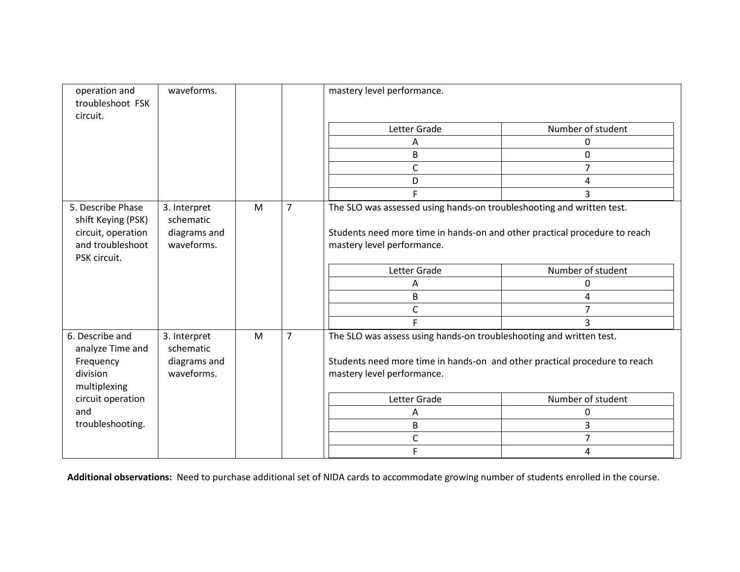| | | | | |
|---|---|---|---|---|
| operation and troubleshoot FSK circuit. | waveforms. | | | mastery level performance.<br><br>Letter Grade / Number of student:<br>A: 0<br>B: 0<br>C: 7<br>D: 4<br>F: 3 |
| 5. Describe Phase shift Keying (PSK) circuit, operation and troubleshoot PSK circuit. | 3. Interpret schematic diagrams and waveforms. | M | 7 | The SLO was assessed using hands-on troubleshooting and written test.<br><br>Students need more time in hands-on and other practical procedure to reach mastery level performance.<br><br>Letter Grade / Number of student:<br>A: 0<br>B: 4<br>C: 7<br>F: 3 |
| 6. Describe and analyze Time and Frequency division multiplexing circuit operation and troubleshooting. | 3. Interpret schematic diagrams and waveforms. | M | 7 | The SLO was assess using hands-on troubleshooting and written test.<br><br>Students need more time in hands-on and other practical procedure to reach mastery level performance.<br><br>Letter Grade / Number of student:<br>A: 0<br>B: 3<br>C: 7<br>F: 4 |

**Additional observations:** Need to purchase additional set of NIDA cards to accommodate growing number of students enrolled in the course.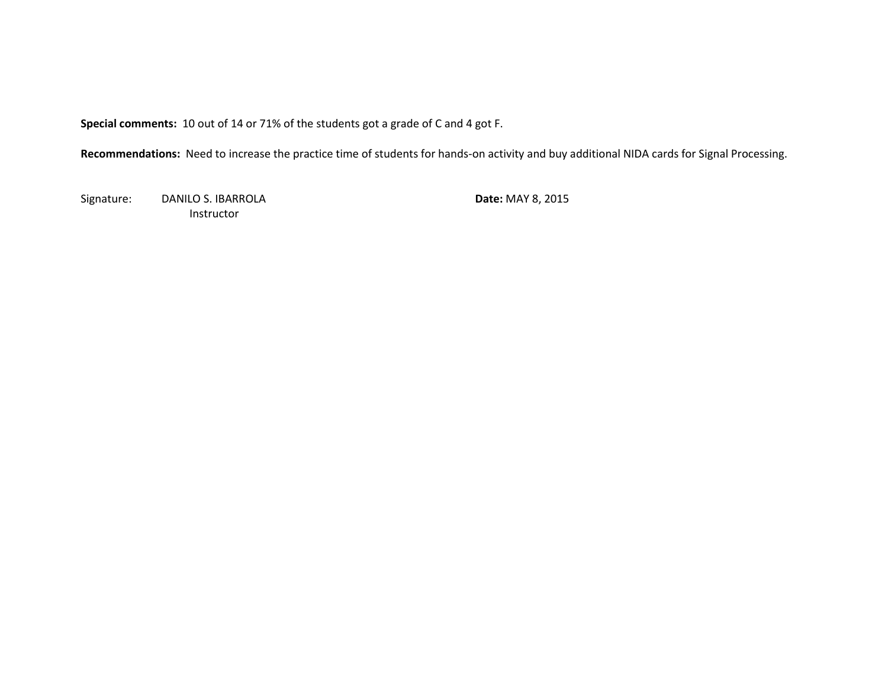**Special comments:** 10 out of 14 or 71% of the students got a grade of C and 4 got F.

**Recommendations:** Need to increase the practice time of students for hands-on activity and buy additional NIDA cards for Signal Processing.

Signature: DANILO S. IBARROLA
Instructor

**Date:** MAY 8, 2015